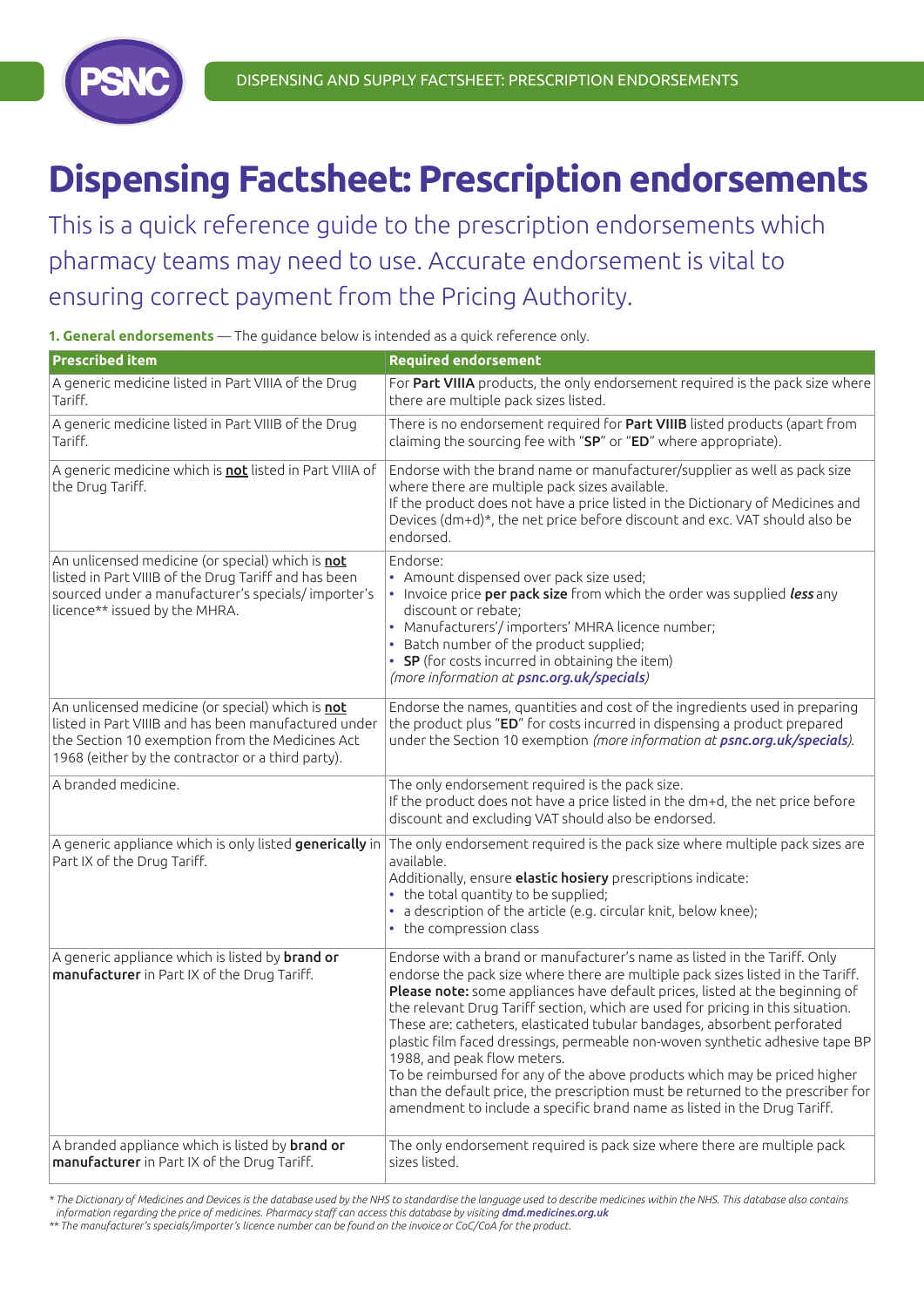# Dispensing Factsheet: Prescription endorsements

This is a quick reference guide to the prescription endorsements which pharmacy teams may need to use. Accurate endorsement is vital to ensuring correct payment from the Pricing Authority.

**1. General endorsements** — The guidance below is intended as a quick reference only.

| Prescribed item | Required endorsement |
|---|---|
| A generic medicine listed in Part VIIIA of the Drug Tariff. | For **Part VIIIA** products, the only endorsement required is the pack size where there are multiple pack sizes listed. |
| A generic medicine listed in Part VIIIB of the Drug Tariff. | There is no endorsement required for **Part VIIIB** listed products (apart from claiming the sourcing fee with "**SP**" or "**ED**" where appropriate). |
| A generic medicine which is **not** listed in Part VIIIA of the Drug Tariff. | Endorse with the brand name or manufacturer/supplier as well as pack size where there are multiple pack sizes available.<br>If the product does not have a price listed in the Dictionary of Medicines and Devices (dm+d)*, the net price before discount and exc. VAT should also be endorsed. |
| An unlicensed medicine (or special) which is **not** listed in Part VIIIB of the Drug Tariff and has been sourced under a manufacturer's specials/ importer's licence** issued by the MHRA. | Endorse:<br>• Amount dispensed over pack size used;<br>• Invoice price **per pack size** from which the order was supplied ***less*** any discount or rebate;<br>• Manufacturers'/ importers' MHRA licence number;<br>• Batch number of the product supplied;<br>• **SP** (for costs incurred in obtaining the item)<br>*(more information at **psnc.org.uk/specials**)* |
| An unlicensed medicine (or special) which is **not** listed in Part VIIIB and has been manufactured under the Section 10 exemption from the Medicines Act 1968 (either by the contractor or a third party). | Endorse the names, quantities and cost of the ingredients used in preparing the product plus "**ED**" for costs incurred in dispensing a product prepared under the Section 10 exemption *(more information at **psnc.org.uk/specials**)*. |
| A branded medicine. | The only endorsement required is the pack size.<br>If the product does not have a price listed in the dm+d, the net price before discount and excluding VAT should also be endorsed. |
| A generic appliance which is only listed **generically** in Part IX of the Drug Tariff. | The only endorsement required is the pack size where multiple pack sizes are available.<br>Additionally, ensure **elastic hosiery** prescriptions indicate:<br>• the total quantity to be supplied;<br>• a description of the article (e.g. circular knit, below knee);<br>• the compression class |
| A generic appliance which is listed by **brand or manufacturer** in Part IX of the Drug Tariff. | Endorse with a brand or manufacturer's name as listed in the Tariff. Only endorse the pack size where there are multiple pack sizes listed in the Tariff.<br>**Please note:** some appliances have default prices, listed at the beginning of the relevant Drug Tariff section, which are used for pricing in this situation. These are: catheters, elasticated tubular bandages, absorbent perforated plastic film faced dressings, permeable non-woven synthetic adhesive tape BP 1988, and peak flow meters.<br>To be reimbursed for any of the above products which may be priced higher than the default price, the prescription must be returned to the prescriber for amendment to include a specific brand name as listed in the Drug Tariff. |
| A branded appliance which is listed by **brand or manufacturer** in Part IX of the Drug Tariff. | The only endorsement required is pack size where there are multiple pack sizes listed. |

*\* The Dictionary of Medicines and Devices is the database used by the NHS to standardise the language used to describe medicines within the NHS. This database also contains information regarding the price of medicines. Pharmacy staff can access this database by visiting **dmd.medicines.org.uk***

*\*\* The manufacturer's specials/importer's licence number can be found on the invoice or CoC/CoA for the product.*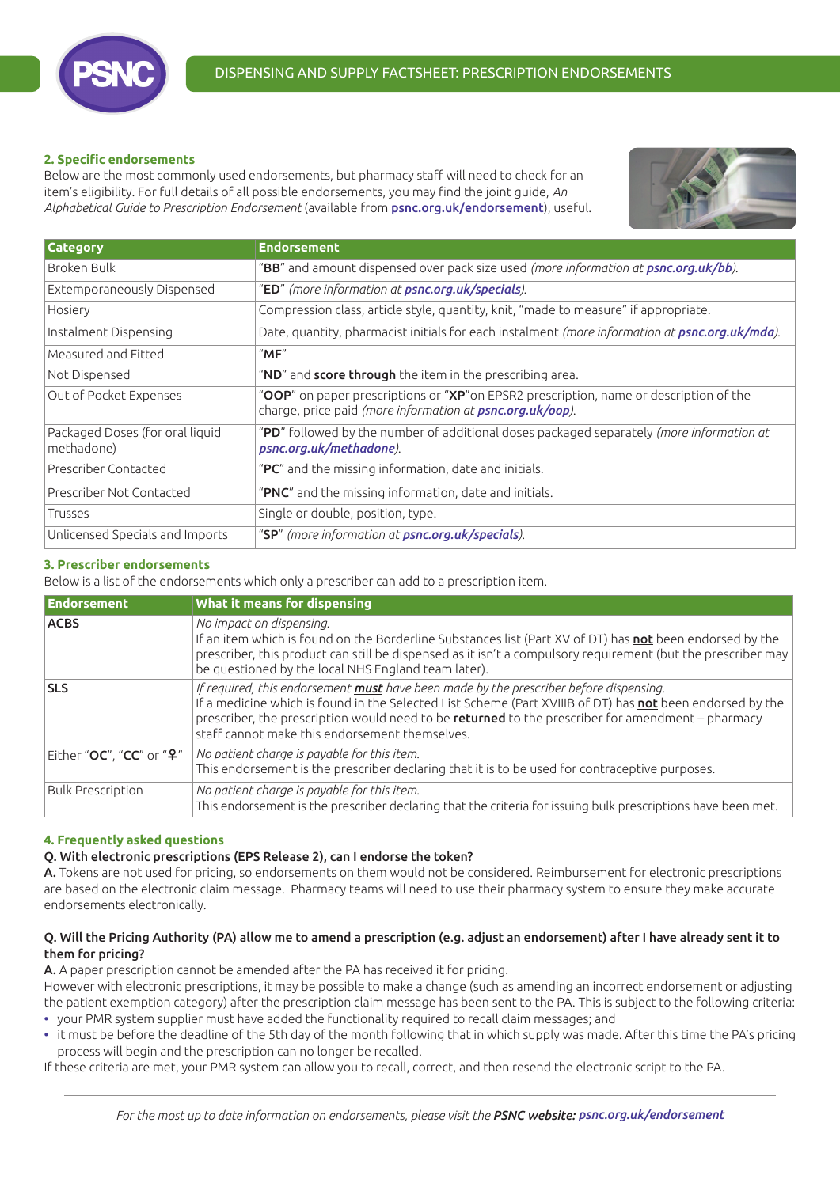## 2. Specific endorsements

Below are the most commonly used endorsements, but pharmacy staff will need to check for an item's eligibility. For full details of all possible endorsements, you may find the joint guide, *An Alphabetical Guide to Prescription Endorsement* (available from **psnc.org.uk/endorsement**), useful.

| Category | Endorsement |
| --- | --- |
| Broken Bulk | "**BB**" and amount dispensed over pack size used *(more information at **psnc.org.uk/bb**)*. |
| Extemporaneously Dispensed | "**ED**" *(more information at **psnc.org.uk/specials**)*. |
| Hosiery | Compression class, article style, quantity, knit, "made to measure" if appropriate. |
| Instalment Dispensing | Date, quantity, pharmacist initials for each instalment *(more information at **psnc.org.uk/mda**)*. |
| Measured and Fitted | "**MF**" |
| Not Dispensed | "**ND**" and **score through** the item in the prescribing area. |
| Out of Pocket Expenses | "**OOP**" on paper prescriptions or "**XP**"on EPSR2 prescription, name or description of the charge, price paid *(more information at **psnc.org.uk/oop**)*. |
| Packaged Doses (for oral liquid methadone) | "**PD**" followed by the number of additional doses packaged separately *(more information at **psnc.org.uk/methadone**)*. |
| Prescriber Contacted | "**PC**" and the missing information, date and initials. |
| Prescriber Not Contacted | "**PNC**" and the missing information, date and initials. |
| Trusses | Single or double, position, type. |
| Unlicensed Specials and Imports | "**SP**" *(more information at **psnc.org.uk/specials**)*. |

## 3. Prescriber endorsements

Below is a list of the endorsements which only a prescriber can add to a prescription item.

| Endorsement | What it means for dispensing |
| --- | --- |
| **ACBS** | *No impact on dispensing.* If an item which is found on the Borderline Substances list (Part XV of DT) has **not** been endorsed by the prescriber, this product can still be dispensed as it isn't a compulsory requirement (but the prescriber may be questioned by the local NHS England team later). |
| **SLS** | *If required, this endorsement **must** have been made by the prescriber before dispensing.* If a medicine which is found in the Selected List Scheme (Part XVIIIB of DT) has **not** been endorsed by the prescriber, the prescription would need to be **returned** to the prescriber for amendment – pharmacy staff cannot make this endorsement themselves. |
| Either "**OC**", "**CC**" or "**♀**" | *No patient charge is payable for this item.* This endorsement is the prescriber declaring that it is to be used for contraceptive purposes. |
| Bulk Prescription | *No patient charge is payable for this item.* This endorsement is the prescriber declaring that the criteria for issuing bulk prescriptions have been met. |

## 4. Frequently asked questions

**Q. With electronic prescriptions (EPS Release 2), can I endorse the token?**

**A.** Tokens are not used for pricing, so endorsements on them would not be considered. Reimbursement for electronic prescriptions are based on the electronic claim message. Pharmacy teams will need to use their pharmacy system to ensure they make accurate endorsements electronically.

**Q. Will the Pricing Authority (PA) allow me to amend a prescription (e.g. adjust an endorsement) after I have already sent it to them for pricing?**

**A.** A paper prescription cannot be amended after the PA has received it for pricing.

However with electronic prescriptions, it may be possible to make a change (such as amending an incorrect endorsement or adjusting the patient exemption category) after the prescription claim message has been sent to the PA. This is subject to the following criteria:

- your PMR system supplier must have added the functionality required to recall claim messages; and
- it must be before the deadline of the 5th day of the month following that in which supply was made. After this time the PA's pricing process will begin and the prescription can no longer be recalled.

If these criteria are met, your PMR system can allow you to recall, correct, and then resend the electronic script to the PA.

*For the most up to date information on endorsements, please visit the **PSNC website:** **psnc.org.uk/endorsement***